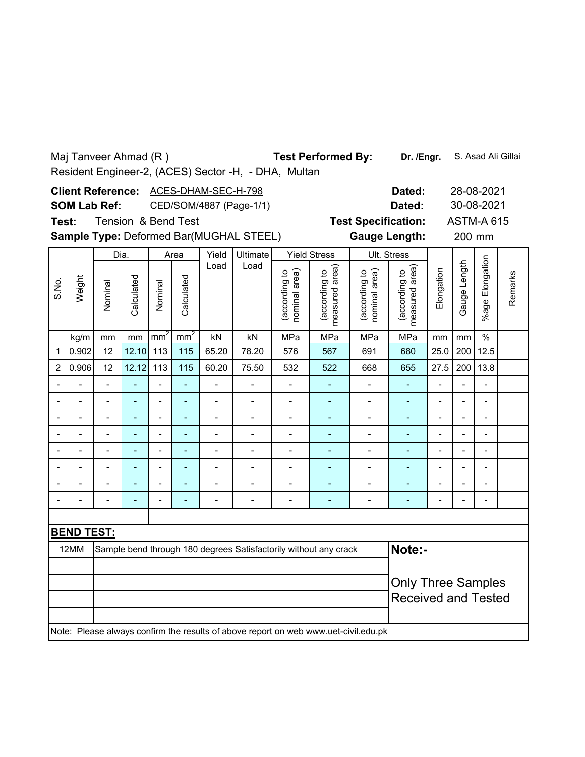Maj Tanveer Ahmad (R )

Resident Engineer-2, (ACES) Sector -H, - DHA, Multan

**Test Performed By:** **Dr. /Engr.** S. Asad Ali Gillai

**Client Reference:** ACES-DHAM-SEC-H-798 **Dated:** 28-08-2021

**SOM Lab Ref:** CED/SOM/4887 (Page-1/1) **Dated:** 30-08-2021

**Test:** Tension & Bend Test **Test Specification:** ASTM-A 615

**Sample Type:** Deformed Bar(MUGHAL STEEL) **Gauge Length:** 200 mm

| S.No. | Weight | Dia. | | Area | | Yield Load | Ultimate Load | Yield Stress | | Ult. Stress | | Elongation | Gauge Length | %age Elongation | Remarks |
|---|---|---|---|---|---|---|---|---|---|---|---|---|---|---|---|
| | | Nominal | Calculated | Nominal | Calculated | | | (according to nominal area) | (according to measured area) | (according to nominal area) | (according to measured area) | | | | |
| | kg/m | mm | mm | $mm^2$ | $mm^2$ | kN | kN | MPa | MPa | MPa | MPa | mm | mm | % | |
| 1 | 0.902 | 12 | 12.10 | 113 | 115 | 65.20 | 78.20 | 576 | 567 | 691 | 680 | 25.0 | 200 | 12.5 | |
| 2 | 0.906 | 12 | 12.12 | 113 | 115 | 60.20 | 75.50 | 532 | 522 | 668 | 655 | 27.5 | 200 | 13.8 | |
| - | - | - | - | - | - | - | - | - | - | - | - | - | - | - | |
| - | - | - | - | - | - | - | - | - | - | - | - | - | - | - | |
| - | - | - | - | - | - | - | - | - | - | - | - | - | - | - | |
| - | - | - | - | - | - | - | - | - | - | - | - | - | - | - | |
| - | - | - | - | - | - | - | - | - | - | - | - | - | - | - | |
| - | - | - | - | - | - | - | - | - | - | - | - | - | - | - | |
| - | - | - | - | - | - | - | - | - | - | - | - | - | - | - | |
| - | - | - | - | - | - | - | - | - | - | - | - | - | - | - | |

**BEND TEST:**

| | | |
|---|---|---|
| 12MM | Sample bend through 180 degrees Satisfactorily without any crack | **Note:-** |
| | | Only Three Samples Received and Tested |

Note: Please always confirm the results of above report on web www.uet-civil.edu.pk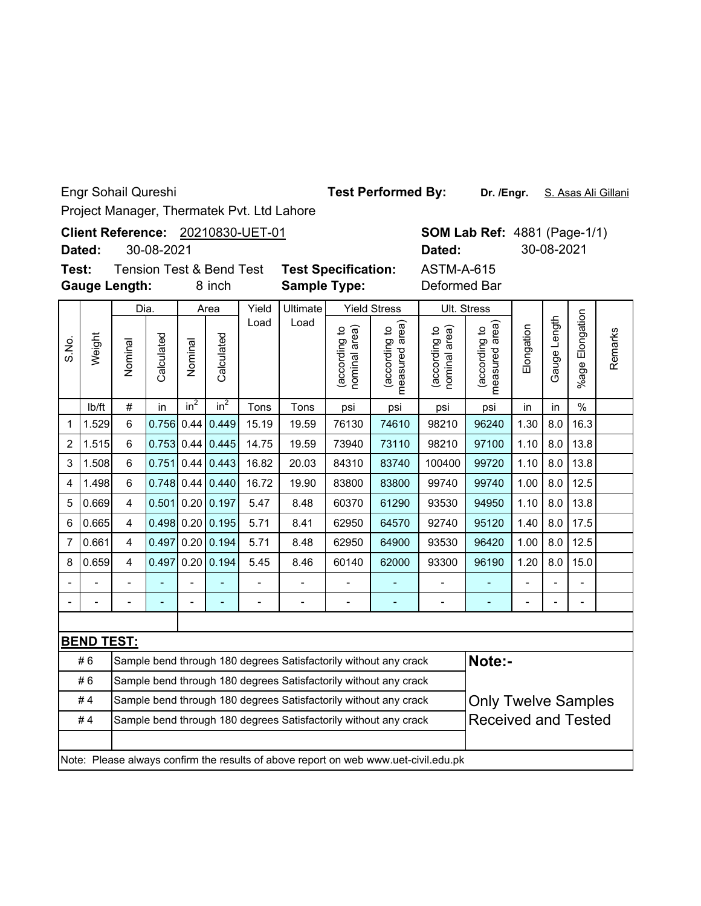Engr Sohail Qureshi

Project Manager, Thermatek Pvt. Ltd Lahore

**Test Performed By:** **Dr. /Engr.** S. Asas Ali Gillani

**Client Reference:** 20210830-UET-01

**Dated:** 30-08-2021

**SOM Lab Ref:** 4881 (Page-1/1)

**Dated:** 30-08-2021

**Test:** Tension Test & Bend Test

**Gauge Length:** 8 inch

**Test Specification:** ASTM-A-615

**Sample Type:** Deformed Bar

| S.No. | Weight | Dia. | | Area | | Yield Load | Ultimate Load | Yield Stress | | Ult. Stress | | Elongation | Gauge Length | %age Elongation | Remarks |
|---|---|---|---|---|---|---|---|---|---|---|---|---|---|---|---|
| | | Nominal | Calculated | Nominal | Calculated | | | (according to nominal area) | (according to measured area) | (according to nominal area) | (according to measured area) | | | | |
| | lb/ft | # | in | $in^2$ | $in^2$ | Tons | Tons | psi | psi | psi | psi | in | in | % | |
| 1 | 1.529 | 6 | 0.756 | 0.44 | 0.449 | 15.19 | 19.59 | 76130 | 74610 | 98210 | 96240 | 1.30 | 8.0 | 16.3 | |
| 2 | 1.515 | 6 | 0.753 | 0.44 | 0.445 | 14.75 | 19.59 | 73940 | 73110 | 98210 | 97100 | 1.10 | 8.0 | 13.8 | |
| 3 | 1.508 | 6 | 0.751 | 0.44 | 0.443 | 16.82 | 20.03 | 84310 | 83740 | 100400 | 99720 | 1.10 | 8.0 | 13.8 | |
| 4 | 1.498 | 6 | 0.748 | 0.44 | 0.440 | 16.72 | 19.90 | 83800 | 83800 | 99740 | 99740 | 1.00 | 8.0 | 12.5 | |
| 5 | 0.669 | 4 | 0.501 | 0.20 | 0.197 | 5.47 | 8.48 | 60370 | 61290 | 93530 | 94950 | 1.10 | 8.0 | 13.8 | |
| 6 | 0.665 | 4 | 0.498 | 0.20 | 0.195 | 5.71 | 8.41 | 62950 | 64570 | 92740 | 95120 | 1.40 | 8.0 | 17.5 | |
| 7 | 0.661 | 4 | 0.497 | 0.20 | 0.194 | 5.71 | 8.48 | 62950 | 64900 | 93530 | 96420 | 1.00 | 8.0 | 12.5 | |
| 8 | 0.659 | 4 | 0.497 | 0.20 | 0.194 | 5.45 | 8.46 | 60140 | 62000 | 93300 | 96190 | 1.20 | 8.0 | 15.0 | |
| - | - | - | - | - | - | - | - | - | - | - | - | - | - | - | |
| - | - | - | - | - | - | - | - | - | - | - | - | - | - | - | |

**BEND TEST:**

| Bar | Result |
|---|---|
| # 6 | Sample bend through 180 degrees Satisfactorily without any crack |
| # 6 | Sample bend through 180 degrees Satisfactorily without any crack |
| # 4 | Sample bend through 180 degrees Satisfactorily without any crack |
| # 4 | Sample bend through 180 degrees Satisfactorily without any crack |

**Note:-**

Only Twelve Samples Received and Tested

Note: Please always confirm the results of above report on web www.uet-civil.edu.pk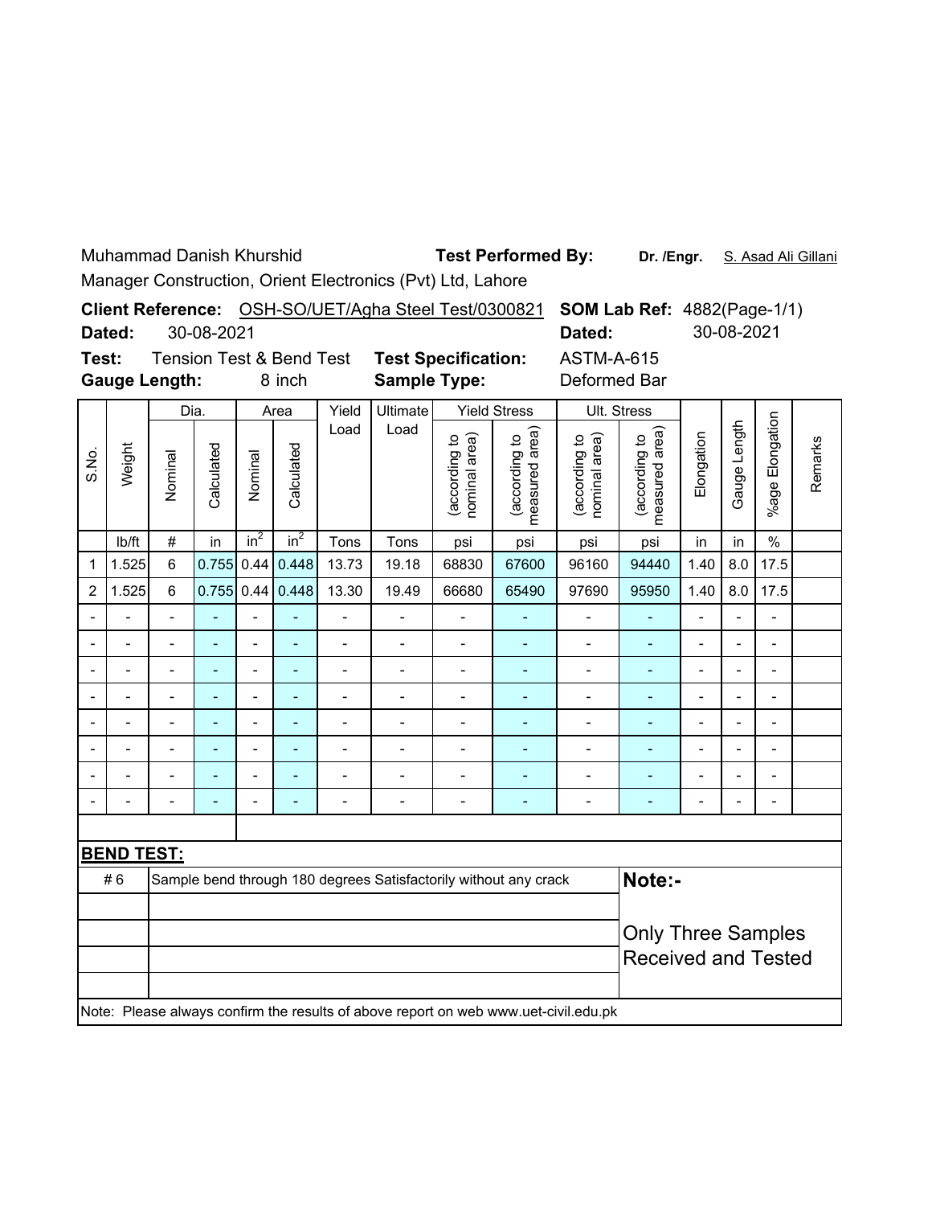Muhammad Danish Khurshid

Manager Construction, Orient Electronics (Pvt) Ltd, Lahore

**Test Performed By:** **Dr. /Engr.** S. Asad Ali Gillani

**Client Reference:** OSH-SO/UET/Agha Steel Test/0300821 **SOM Lab Ref:** 4882(Page-1/1)

**Dated:** 30-08-2021 **Dated:** 30-08-2021

**Test:** Tension Test & Bend Test **Test Specification:** ASTM-A-615

**Gauge Length:** 8 inch **Sample Type:** Deformed Bar

| S.No. | Weight | Dia. | | Area | | Yield Load | Ultimate Load | Yield Stress | | Ult. Stress | | Elongation | Gauge Length | %age Elongation | Remarks |
|---|---|---|---|---|---|---|---|---|---|---|---|---|---|---|---|
| | | Nominal | Calculated | Nominal | Calculated | | | (according to nominal area) | (according to measured area) | (according to nominal area) | (according to measured area) | | | | |
| | lb/ft | # | in | $in^2$ | $in^2$ | Tons | Tons | psi | psi | psi | psi | in | in | % | |
| 1 | 1.525 | 6 | 0.755 | 0.44 | 0.448 | 13.73 | 19.18 | 68830 | 67600 | 96160 | 94440 | 1.40 | 8.0 | 17.5 | |
| 2 | 1.525 | 6 | 0.755 | 0.44 | 0.448 | 13.30 | 19.49 | 66680 | 65490 | 97690 | 95950 | 1.40 | 8.0 | 17.5 | |
| - | - | - | - | - | - | - | - | - | - | - | - | - | - | - | |
| - | - | - | - | - | - | - | - | - | - | - | - | - | - | - | |
| - | - | - | - | - | - | - | - | - | - | - | - | - | - | - | |
| - | - | - | - | - | - | - | - | - | - | - | - | - | - | - | |
| - | - | - | - | - | - | - | - | - | - | - | - | - | - | - | |
| - | - | - | - | - | - | - | - | - | - | - | - | - | - | - | |
| - | - | - | - | - | - | - | - | - | - | - | - | - | - | - | |
| - | - | - | - | - | - | - | - | - | - | - | - | - | - | - | |

**BEND TEST:**

| | |
|---|---|
| # 6 | Sample bend through 180 degrees Satisfactorily without any crack |

**Note:-**

Only Three Samples Received and Tested

Note: Please always confirm the results of above report on web www.uet-civil.edu.pk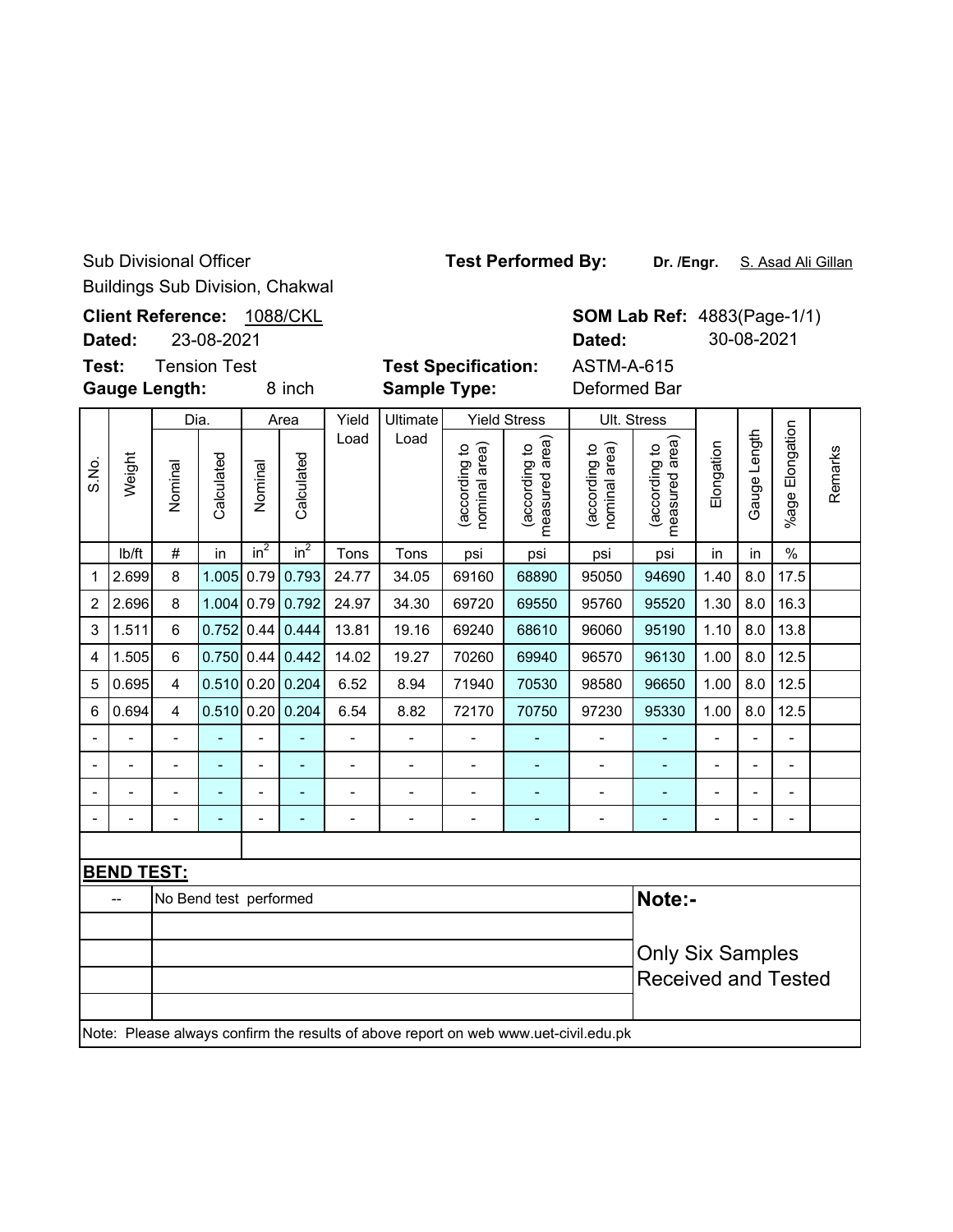Sub Divisional Officer
Buildings Sub Division, Chakwal

**Test Performed By:** **Dr. /Engr.** S. Asad Ali Gillan

**Client Reference:** 1088/CKL
**Dated:** 23-08-2021

**SOM Lab Ref:** 4883(Page-1/1)
**Dated:** 30-08-2021

**Test:** Tension Test
**Gauge Length:** 8 inch

**Test Specification:** ASTM-A-615
**Sample Type:** Deformed Bar

| S.No. | Weight | Dia. | | Area | | Yield Load | Ultimate Load | Yield Stress | | Ult. Stress | | Elongation | Gauge Length | %age Elongation | Remarks |
|---|---|---|---|---|---|---|---|---|---|---|---|---|---|---|---|
| | | Nominal | Calculated | Nominal | Calculated | | | (according to nominal area) | (according to measured area) | (according to nominal area) | (according to measured area) | | | | |
| | lb/ft | # | in | $in^2$ | $in^2$ | Tons | Tons | psi | psi | psi | psi | in | in | % | |
| 1 | 2.699 | 8 | 1.005 | 0.79 | 0.793 | 24.77 | 34.05 | 69160 | 68890 | 95050 | 94690 | 1.40 | 8.0 | 17.5 | |
| 2 | 2.696 | 8 | 1.004 | 0.79 | 0.792 | 24.97 | 34.30 | 69720 | 69550 | 95760 | 95520 | 1.30 | 8.0 | 16.3 | |
| 3 | 1.511 | 6 | 0.752 | 0.44 | 0.444 | 13.81 | 19.16 | 69240 | 68610 | 96060 | 95190 | 1.10 | 8.0 | 13.8 | |
| 4 | 1.505 | 6 | 0.750 | 0.44 | 0.442 | 14.02 | 19.27 | 70260 | 69940 | 96570 | 96130 | 1.00 | 8.0 | 12.5 | |
| 5 | 0.695 | 4 | 0.510 | 0.20 | 0.204 | 6.52 | 8.94 | 71940 | 70530 | 98580 | 96650 | 1.00 | 8.0 | 12.5 | |
| 6 | 0.694 | 4 | 0.510 | 0.20 | 0.204 | 6.54 | 8.82 | 72170 | 70750 | 97230 | 95330 | 1.00 | 8.0 | 12.5 | |
| - | - | - | - | - | - | - | - | - | - | - | - | - | - | - | |
| - | - | - | - | - | - | - | - | - | - | - | - | - | - | - | |
| - | - | - | - | - | - | - | - | - | - | - | - | - | - | - | |
| - | - | - | - | - | - | - | - | - | - | - | - | - | - | - | |

**BEND TEST:**

| -- | No Bend test performed |
|---|---|

**Note:-**

Only Six Samples Received and Tested

Note: Please always confirm the results of above report on web www.uet-civil.edu.pk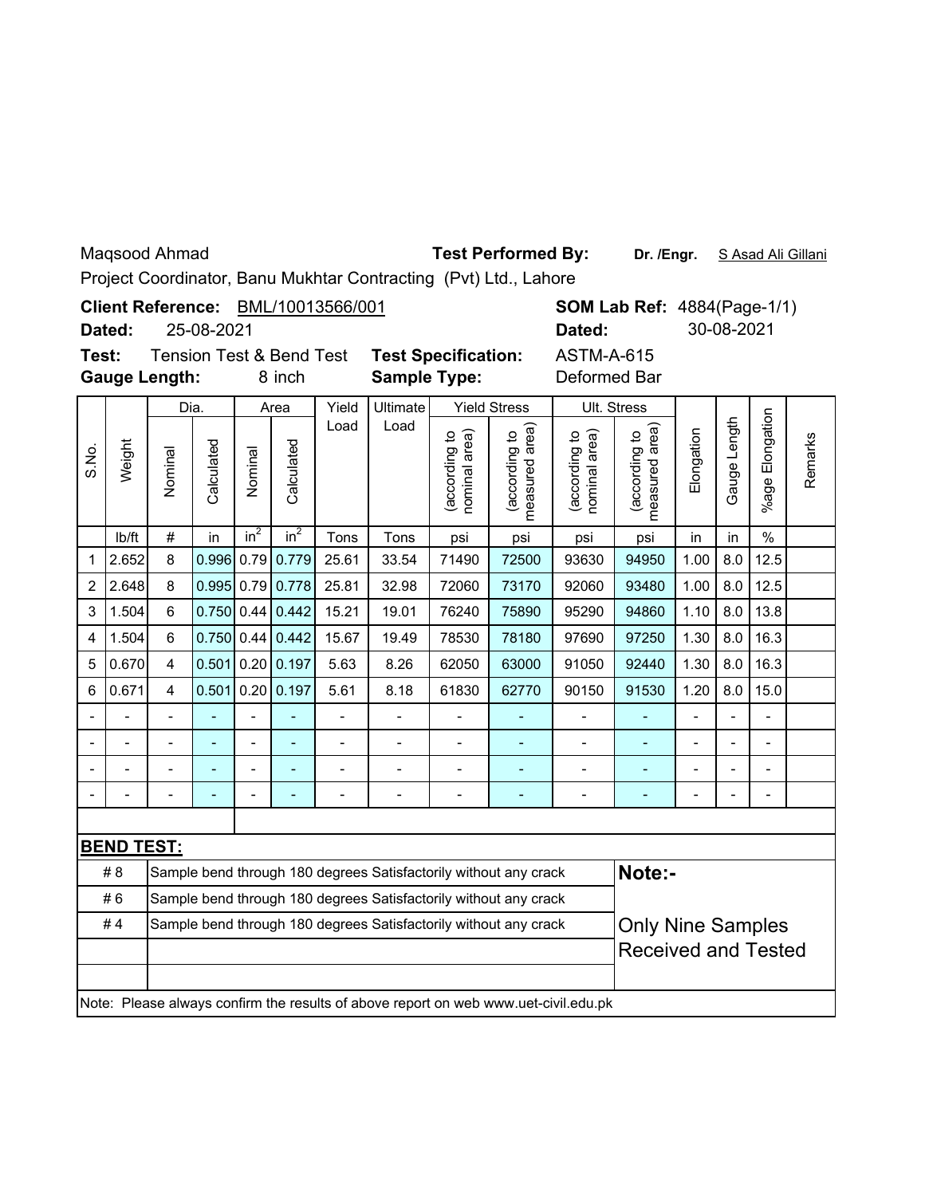Maqsood Ahmad **Test Performed By:** **Dr. /Engr.** S Asad Ali Gillani

Project Coordinator, Banu Mukhtar Contracting (Pvt) Ltd., Lahore

**Client Reference:** BML/10013566/001 **SOM Lab Ref:** 4884(Page-1/1)

**Dated:** 25-08-2021 **Dated:** 30-08-2021

**Test:** Tension Test & Bend Test **Test Specification:** ASTM-A-615

**Gauge Length:** 8 inch **Sample Type:** Deformed Bar

| S.No. | Weight | Dia. | | Area | | Yield Load | Ultimate Load | Yield Stress | | Ult. Stress | | Elongation | Gauge Length | %age Elongation | Remarks |
|---|---|---|---|---|---|---|---|---|---|---|---|---|---|---|---|
| | | Nominal | Calculated | Nominal | Calculated | | | (according to nominal area) | (according to measured area) | (according to nominal area) | (according to measured area) | | | | |
| | lb/ft | # | in | $in^2$ | $in^2$ | Tons | Tons | psi | psi | psi | psi | in | in | % | |
| 1 | 2.652 | 8 | 0.996 | 0.79 | 0.779 | 25.61 | 33.54 | 71490 | 72500 | 93630 | 94950 | 1.00 | 8.0 | 12.5 | |
| 2 | 2.648 | 8 | 0.995 | 0.79 | 0.778 | 25.81 | 32.98 | 72060 | 73170 | 92060 | 93480 | 1.00 | 8.0 | 12.5 | |
| 3 | 1.504 | 6 | 0.750 | 0.44 | 0.442 | 15.21 | 19.01 | 76240 | 75890 | 95290 | 94860 | 1.10 | 8.0 | 13.8 | |
| 4 | 1.504 | 6 | 0.750 | 0.44 | 0.442 | 15.67 | 19.49 | 78530 | 78180 | 97690 | 97250 | 1.30 | 8.0 | 16.3 | |
| 5 | 0.670 | 4 | 0.501 | 0.20 | 0.197 | 5.63 | 8.26 | 62050 | 63000 | 91050 | 92440 | 1.30 | 8.0 | 16.3 | |
| 6 | 0.671 | 4 | 0.501 | 0.20 | 0.197 | 5.61 | 8.18 | 61830 | 62770 | 90150 | 91530 | 1.20 | 8.0 | 15.0 | |
| - | - | - | - | - | - | - | - | - | - | - | - | - | - | - | |
| - | - | - | - | - | - | - | - | - | - | - | - | - | - | - | |
| - | - | - | - | - | - | - | - | - | - | - | - | - | - | - | |
| - | - | - | - | - | - | - | - | - | - | - | - | - | - | - | |

**BEND TEST:**

| Bar | Result |
|---|---|
| # 8 | Sample bend through 180 degrees Satisfactorily without any crack |
| # 6 | Sample bend through 180 degrees Satisfactorily without any crack |
| # 4 | Sample bend through 180 degrees Satisfactorily without any crack |

**Note:-**

Only Nine Samples Received and Tested

Note: Please always confirm the results of above report on web www.uet-civil.edu.pk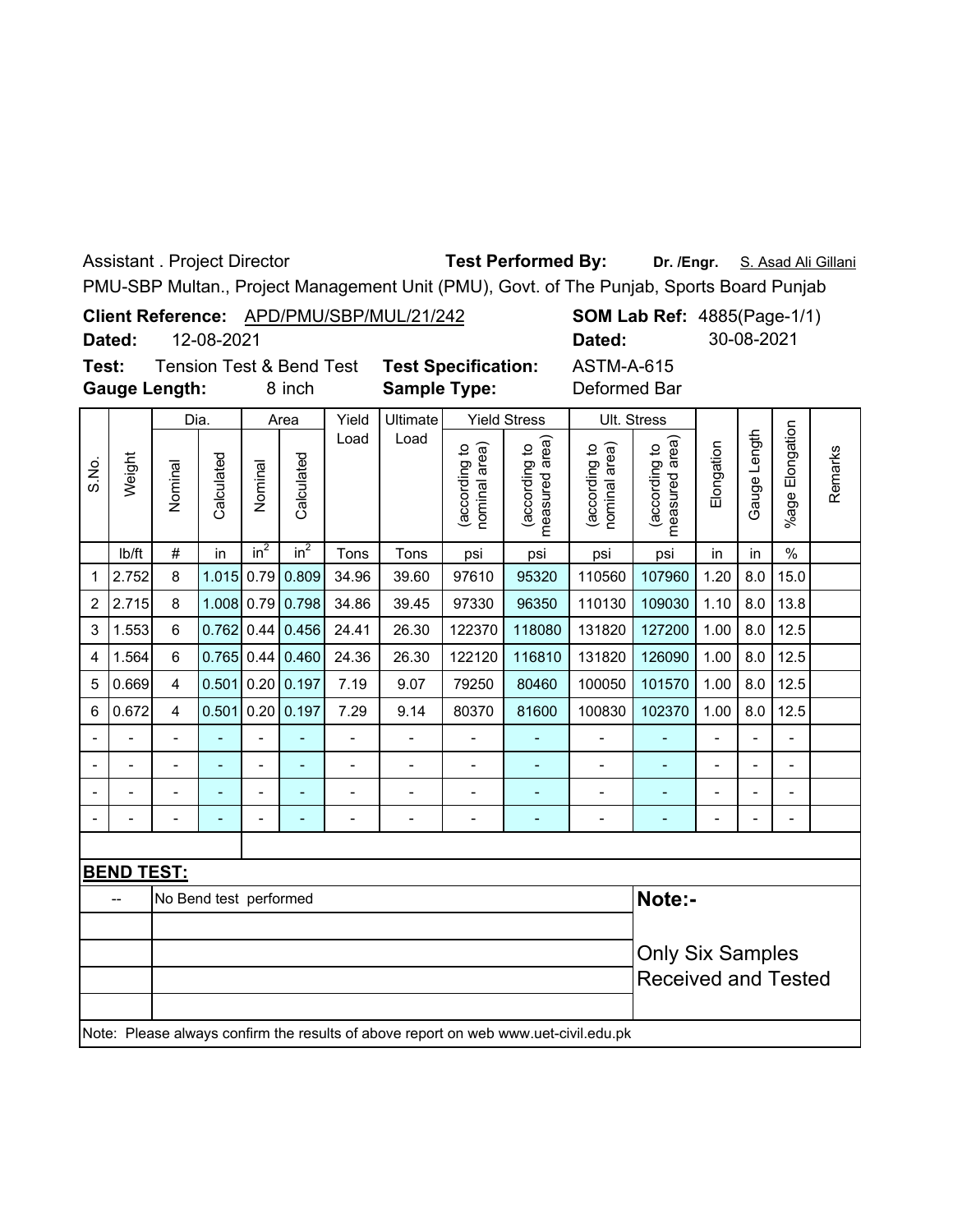Assistant . Project Director **Test Performed By:** **Dr. /Engr.** S. Asad Ali Gillani

PMU-SBP Multan., Project Management Unit (PMU), Govt. of The Punjab, Sports Board Punjab

**Client Reference:** APD/PMU/SBP/MUL/21/242 **SOM Lab Ref:** 4885(Page-1/1)

**Dated:** 12-08-2021 **Dated:** 30-08-2021

**Test:** Tension Test & Bend Test **Test Specification:** ASTM-A-615

**Gauge Length:** 8 inch **Sample Type:** Deformed Bar

| S.No. | Weight | Dia. | | Area | | Yield Load | Ultimate Load | Yield Stress | | Ult. Stress | | Elongation | Gauge Length | %age Elongation | Remarks |
|---|---|---|---|---|---|---|---|---|---|---|---|---|---|---|---|
| | | Nominal | Calculated | Nominal | Calculated | | | (according to nominal area) | (according to measured area) | (according to nominal area) | (according to measured area) | | | | |
| | lb/ft | # | in | $in^2$ | $in^2$ | Tons | Tons | psi | psi | psi | psi | in | in | % | |
| 1 | 2.752 | 8 | 1.015 | 0.79 | 0.809 | 34.96 | 39.60 | 97610 | 95320 | 110560 | 107960 | 1.20 | 8.0 | 15.0 | |
| 2 | 2.715 | 8 | 1.008 | 0.79 | 0.798 | 34.86 | 39.45 | 97330 | 96350 | 110130 | 109030 | 1.10 | 8.0 | 13.8 | |
| 3 | 1.553 | 6 | 0.762 | 0.44 | 0.456 | 24.41 | 26.30 | 122370 | 118080 | 131820 | 127200 | 1.00 | 8.0 | 12.5 | |
| 4 | 1.564 | 6 | 0.765 | 0.44 | 0.460 | 24.36 | 26.30 | 122120 | 116810 | 131820 | 126090 | 1.00 | 8.0 | 12.5 | |
| 5 | 0.669 | 4 | 0.501 | 0.20 | 0.197 | 7.19 | 9.07 | 79250 | 80460 | 100050 | 101570 | 1.00 | 8.0 | 12.5 | |
| 6 | 0.672 | 4 | 0.501 | 0.20 | 0.197 | 7.29 | 9.14 | 80370 | 81600 | 100830 | 102370 | 1.00 | 8.0 | 12.5 | |
| - | - | - | - | - | - | - | - | - | - | - | - | - | - | - | |
| - | - | - | - | - | - | - | - | - | - | - | - | - | - | - | |
| - | - | - | - | - | - | - | - | - | - | - | - | - | - | - | |
| - | - | - | - | - | - | - | - | - | - | - | - | - | - | - | |

**BEND TEST:**

| | | |
|---|---|---|
| -- | No Bend test performed | **Note:-** Only Six Samples Received and Tested |

Note: Please always confirm the results of above report on web www.uet-civil.edu.pk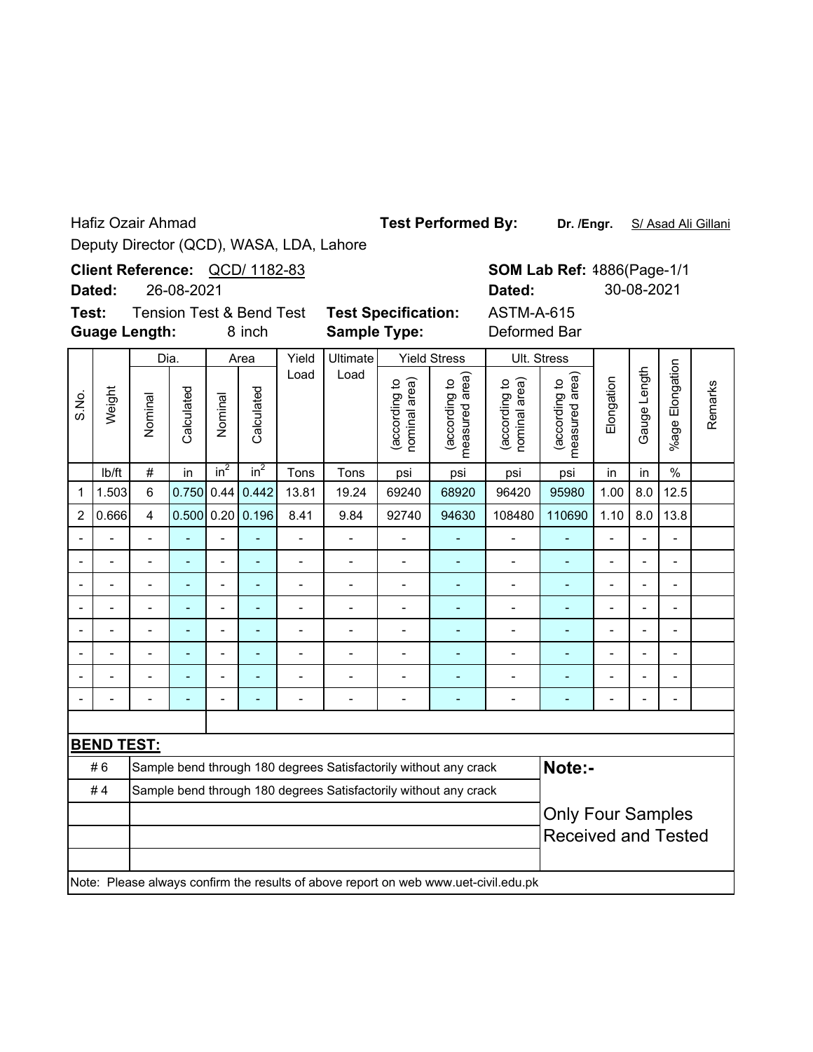Hafiz Ozair Ahmad

Deputy Director (QCD), WASA, LDA, Lahore

**Test Performed By:** **Dr. /Engr.** S/ Asad Ali Gillani

**Client Reference:** QCD/ 1182-83

**Dated:** 26-08-2021

**SOM Lab Ref:** 4886(Page-1/1

**Dated:** 30-08-2021

**Test:** Tension Test & Bend Test

**Guage Length:** 8 inch

**Test Specification:** ASTM-A-615

**Sample Type:** Deformed Bar

| S.No. | Weight | Dia. | | Area | | Yield Load | Ultimate Load | Yield Stress | | Ult. Stress | | Elongation | Gauge Length | %age Elongation | Remarks |
|---|---|---|---|---|---|---|---|---|---|---|---|---|---|---|---|
| | | Nominal | Calculated | Nominal | Calculated | | | (according to nominal area) | (according to measured area) | (according to nominal area) | (according to measured area) | | | | |
| | lb/ft | # | in | $in^2$ | $in^2$ | Tons | Tons | psi | psi | psi | psi | in | in | % | |
| 1 | 1.503 | 6 | 0.750 | 0.44 | 0.442 | 13.81 | 19.24 | 69240 | 68920 | 96420 | 95980 | 1.00 | 8.0 | 12.5 | |
| 2 | 0.666 | 4 | 0.500 | 0.20 | 0.196 | 8.41 | 9.84 | 92740 | 94630 | 108480 | 110690 | 1.10 | 8.0 | 13.8 | |
| - | - | - | - | - | - | - | - | - | - | - | - | - | - | - | |
| - | - | - | - | - | - | - | - | - | - | - | - | - | - | - | |
| - | - | - | - | - | - | - | - | - | - | - | - | - | - | - | |
| - | - | - | - | - | - | - | - | - | - | - | - | - | - | - | |
| - | - | - | - | - | - | - | - | - | - | - | - | - | - | - | |
| - | - | - | - | - | - | - | - | - | - | - | - | - | - | - | |
| - | - | - | - | - | - | - | - | - | - | - | - | - | - | - | |
| - | - | - | - | - | - | - | - | - | - | - | - | - | - | - | |

**BEND TEST:**

| | |
|---|---|
| # 6 | Sample bend through 180 degrees Satisfactorily without any crack |
| # 4 | Sample bend through 180 degrees Satisfactorily without any crack |

**Note:-**

Only Four Samples Received and Tested

Note: Please always confirm the results of above report on web www.uet-civil.edu.pk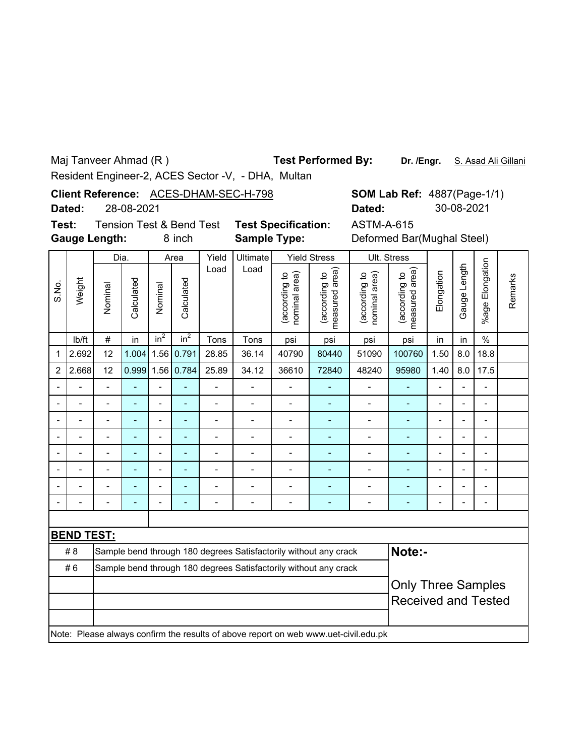Maj Tanveer Ahmad (R )

Resident Engineer-2, ACES Sector -V, - DHA, Multan

**Test Performed By:** **Dr. /Engr.** S. Asad Ali Gillani

**Client Reference:** ACES-DHAM-SEC-H-798

**Dated:** 28-08-2021

**SOM Lab Ref:** 4887(Page-1/1)

**Dated:** 30-08-2021

**Test:** Tension Test & Bend Test

**Gauge Length:** 8 inch

**Test Specification:** ASTM-A-615

**Sample Type:** Deformed Bar(Mughal Steel)

| S.No. | Weight | Dia. | | Area | | Yield Load | Ultimate Load | Yield Stress | | Ult. Stress | | Elongation | Gauge Length | %age Elongation | Remarks |
|---|---|---|---|---|---|---|---|---|---|---|---|---|---|---|---|
| | | Nominal | Calculated | Nominal | Calculated | | | (according to nominal area) | (according to measured area) | (according to nominal area) | (according to measured area) | | | | |
| | lb/ft | # | in | $in^2$ | $in^2$ | Tons | Tons | psi | psi | psi | psi | in | in | % | |
| 1 | 2.692 | 12 | 1.004 | 1.56 | 0.791 | 28.85 | 36.14 | 40790 | 80440 | 51090 | 100760 | 1.50 | 8.0 | 18.8 | |
| 2 | 2.668 | 12 | 0.999 | 1.56 | 0.784 | 25.89 | 34.12 | 36610 | 72840 | 48240 | 95980 | 1.40 | 8.0 | 17.5 | |
| - | - | - | - | - | - | - | - | - | - | - | - | - | - | - | |
| - | - | - | - | - | - | - | - | - | - | - | - | - | - | - | |
| - | - | - | - | - | - | - | - | - | - | - | - | - | - | - | |
| - | - | - | - | - | - | - | - | - | - | - | - | - | - | - | |
| - | - | - | - | - | - | - | - | - | - | - | - | - | - | - | |
| - | - | - | - | - | - | - | - | - | - | - | - | - | - | - | |
| - | - | - | - | - | - | - | - | - | - | - | - | - | - | - | |
| - | - | - | - | - | - | - | - | - | - | - | - | - | - | - | |

**BEND TEST:**

| | |
|---|---|
| # 8 | Sample bend through 180 degrees Satisfactorily without any crack |
| # 6 | Sample bend through 180 degrees Satisfactorily without any crack |

**Note:-**

Only Three Samples Received and Tested

Note: Please always confirm the results of above report on web www.uet-civil.edu.pk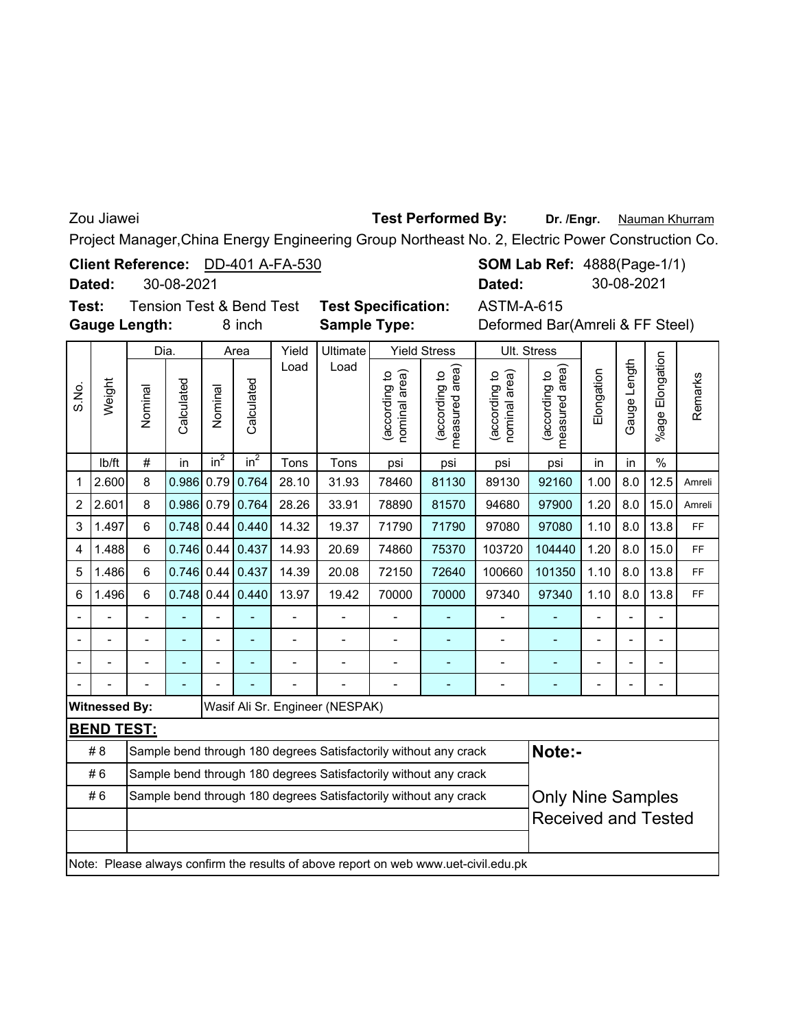Zou Jiawei **Test Performed By:** **Dr. /Engr.** Nauman Khurram

Project Manager,China Energy Engineering Group Northeast No. 2, Electric Power Construction Co.

**Client Reference:** DD-401 A-FA-530 **SOM Lab Ref:** 4888(Page-1/1)

**Dated:** 30-08-2021 **Dated:** 30-08-2021

**Test:** Tension Test & Bend Test **Test Specification:** ASTM-A-615

**Gauge Length:** 8 inch **Sample Type:** Deformed Bar(Amreli & FF Steel)

| S.No. | Weight | Dia. | | Area | | Yield Load | Ultimate Load | Yield Stress | | Ult. Stress | | Elongation | Gauge Length | %age Elongation | Remarks |
|---|---|---|---|---|---|---|---|---|---|---|---|---|---|---|---|
| | | Nominal | Calculated | Nominal | Calculated | | | (according to nominal area) | (according to measured area) | (according to nominal area) | (according to measured area) | | | | |
| | lb/ft | # | in | $in^2$ | $in^2$ | Tons | Tons | psi | psi | psi | psi | in | in | % | |
| 1 | 2.600 | 8 | 0.986 | 0.79 | 0.764 | 28.10 | 31.93 | 78460 | 81130 | 89130 | 92160 | 1.00 | 8.0 | 12.5 | Amreli |
| 2 | 2.601 | 8 | 0.986 | 0.79 | 0.764 | 28.26 | 33.91 | 78890 | 81570 | 94680 | 97900 | 1.20 | 8.0 | 15.0 | Amreli |
| 3 | 1.497 | 6 | 0.748 | 0.44 | 0.440 | 14.32 | 19.37 | 71790 | 71790 | 97080 | 97080 | 1.10 | 8.0 | 13.8 | FF |
| 4 | 1.488 | 6 | 0.746 | 0.44 | 0.437 | 14.93 | 20.69 | 74860 | 75370 | 103720 | 104440 | 1.20 | 8.0 | 15.0 | FF |
| 5 | 1.486 | 6 | 0.746 | 0.44 | 0.437 | 14.39 | 20.08 | 72150 | 72640 | 100660 | 101350 | 1.10 | 8.0 | 13.8 | FF |
| 6 | 1.496 | 6 | 0.748 | 0.44 | 0.440 | 13.97 | 19.42 | 70000 | 70000 | 97340 | 97340 | 1.10 | 8.0 | 13.8 | FF |
| - | - | - | - | - | - | - | - | - | - | - | - | - | - | - | |
| - | - | - | - | - | - | - | - | - | - | - | - | - | - | - | |
| - | - | - | - | - | - | - | - | - | - | - | - | - | - | - | |
| - | - | - | - | - | - | - | - | - | - | - | - | - | - | - | |

**Witnessed By:** Wasif Ali Sr. Engineer (NESPAK)

**BEND TEST:**

| | |
|---|---|
| # 8 | Sample bend through 180 degrees Satisfactorily without any crack |
| # 6 | Sample bend through 180 degrees Satisfactorily without any crack |
| # 6 | Sample bend through 180 degrees Satisfactorily without any crack |

**Note:-**

Only Nine Samples Received and Tested

Note: Please always confirm the results of above report on web www.uet-civil.edu.pk